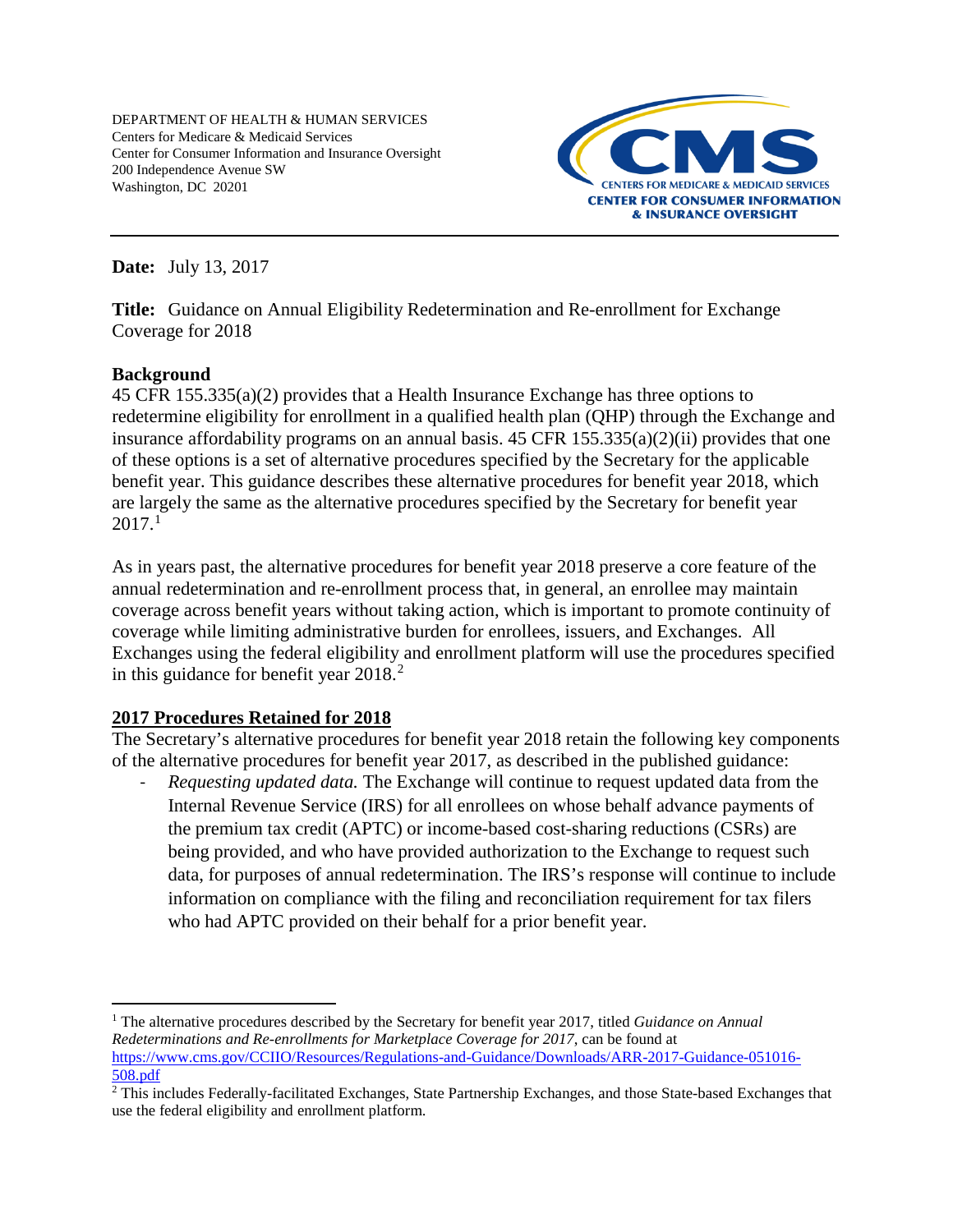DEPARTMENT OF HEALTH & HUMAN SERVICES
Centers for Medicare & Medicaid Services
Center for Consumer Information and Insurance Oversight
200 Independence Avenue SW
Washington, DC 20201

CMS
CENTERS FOR MEDICARE & MEDICAID SERVICES
CENTER FOR CONSUMER INFORMATION & INSURANCE OVERSIGHT

---

**Date:** July 13, 2017

**Title:** Guidance on Annual Eligibility Redetermination and Re-enrollment for Exchange Coverage for 2018

**Background**

45 CFR 155.335(a)(2) provides that a Health Insurance Exchange has three options to redetermine eligibility for enrollment in a qualified health plan (QHP) through the Exchange and insurance affordability programs on an annual basis. 45 CFR 155.335(a)(2)(ii) provides that one of these options is a set of alternative procedures specified by the Secretary for the applicable benefit year. This guidance describes these alternative procedures for benefit year 2018, which are largely the same as the alternative procedures specified by the Secretary for benefit year 2017.[1]

As in years past, the alternative procedures for benefit year 2018 preserve a core feature of the annual redetermination and re-enrollment process that, in general, an enrollee may maintain coverage across benefit years without taking action, which is important to promote continuity of coverage while limiting administrative burden for enrollees, issuers, and Exchanges. All Exchanges using the federal eligibility and enrollment platform will use the procedures specified in this guidance for benefit year 2018.[2]

**<u>2017 Procedures Retained for 2018</u>**

The Secretary's alternative procedures for benefit year 2018 retain the following key components of the alternative procedures for benefit year 2017, as described in the published guidance:

- *Requesting updated data.* The Exchange will continue to request updated data from the Internal Revenue Service (IRS) for all enrollees on whose behalf advance payments of the premium tax credit (APTC) or income-based cost-sharing reductions (CSRs) are being provided, and who have provided authorization to the Exchange to request such data, for purposes of annual redetermination. The IRS's response will continue to include information on compliance with the filing and reconciliation requirement for tax filers who had APTC provided on their behalf for a prior benefit year.

---

[1] The alternative procedures described by the Secretary for benefit year 2017, titled *Guidance on Annual Redeterminations and Re-enrollments for Marketplace Coverage for 2017*, can be found at https://www.cms.gov/CCIIO/Resources/Regulations-and-Guidance/Downloads/ARR-2017-Guidance-051016-508.pdf

[2] This includes Federally-facilitated Exchanges, State Partnership Exchanges, and those State-based Exchanges that use the federal eligibility and enrollment platform.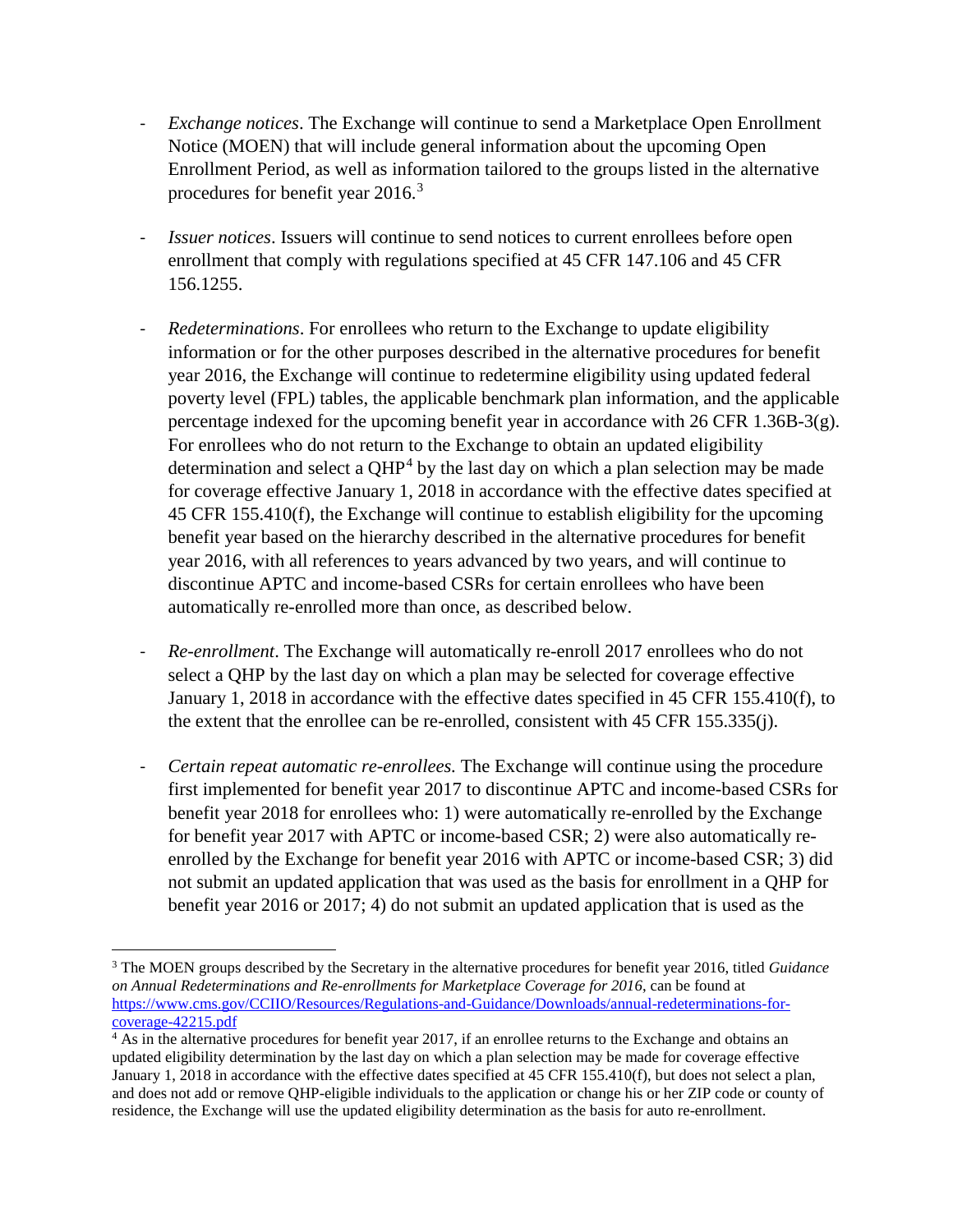- *Exchange notices*. The Exchange will continue to send a Marketplace Open Enrollment Notice (MOEN) that will include general information about the upcoming Open Enrollment Period, as well as information tailored to the groups listed in the alternative procedures for benefit year 2016.[3]

- *Issuer notices*. Issuers will continue to send notices to current enrollees before open enrollment that comply with regulations specified at 45 CFR 147.106 and 45 CFR 156.1255.

- *Redeterminations*. For enrollees who return to the Exchange to update eligibility information or for the other purposes described in the alternative procedures for benefit year 2016, the Exchange will continue to redetermine eligibility using updated federal poverty level (FPL) tables, the applicable benchmark plan information, and the applicable percentage indexed for the upcoming benefit year in accordance with 26 CFR 1.36B-3(g). For enrollees who do not return to the Exchange to obtain an updated eligibility determination and select a QHP[4] by the last day on which a plan selection may be made for coverage effective January 1, 2018 in accordance with the effective dates specified at 45 CFR 155.410(f), the Exchange will continue to establish eligibility for the upcoming benefit year based on the hierarchy described in the alternative procedures for benefit year 2016, with all references to years advanced by two years, and will continue to discontinue APTC and income-based CSRs for certain enrollees who have been automatically re-enrolled more than once, as described below.

- *Re-enrollment*. The Exchange will automatically re-enroll 2017 enrollees who do not select a QHP by the last day on which a plan may be selected for coverage effective January 1, 2018 in accordance with the effective dates specified in 45 CFR 155.410(f), to the extent that the enrollee can be re-enrolled, consistent with 45 CFR 155.335(j).

- *Certain repeat automatic re-enrollees.* The Exchange will continue using the procedure first implemented for benefit year 2017 to discontinue APTC and income-based CSRs for benefit year 2018 for enrollees who: 1) were automatically re-enrolled by the Exchange for benefit year 2017 with APTC or income-based CSR; 2) were also automatically re-enrolled by the Exchange for benefit year 2016 with APTC or income-based CSR; 3) did not submit an updated application that was used as the basis for enrollment in a QHP for benefit year 2016 or 2017; 4) do not submit an updated application that is used as the

---

[3] The MOEN groups described by the Secretary in the alternative procedures for benefit year 2016, titled *Guidance on Annual Redeterminations and Re-enrollments for Marketplace Coverage for 2016*, can be found at https://www.cms.gov/CCIIO/Resources/Regulations-and-Guidance/Downloads/annual-redeterminations-for-coverage-42215.pdf

[4] As in the alternative procedures for benefit year 2017, if an enrollee returns to the Exchange and obtains an updated eligibility determination by the last day on which a plan selection may be made for coverage effective January 1, 2018 in accordance with the effective dates specified at 45 CFR 155.410(f), but does not select a plan, and does not add or remove QHP-eligible individuals to the application or change his or her ZIP code or county of residence, the Exchange will use the updated eligibility determination as the basis for auto re-enrollment.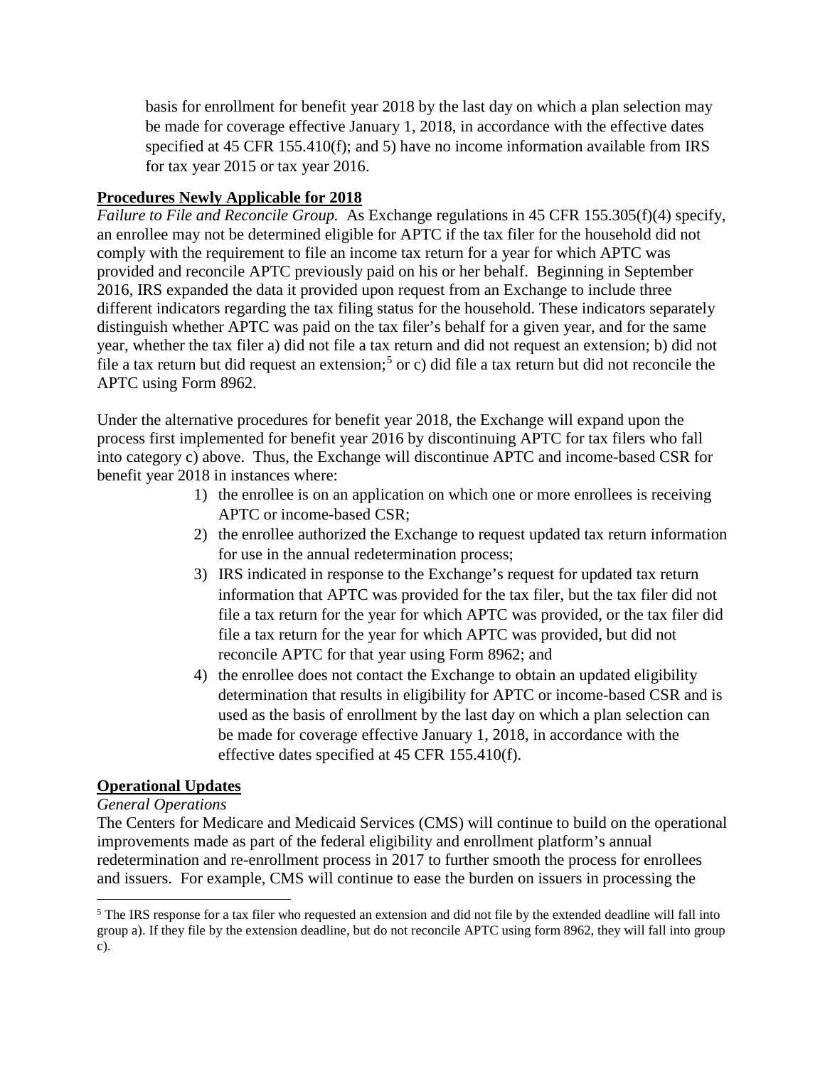basis for enrollment for benefit year 2018 by the last day on which a plan selection may be made for coverage effective January 1, 2018, in accordance with the effective dates specified at 45 CFR 155.410(f); and 5) have no income information available from IRS for tax year 2015 or tax year 2016.

**Procedures Newly Applicable for 2018**

*Failure to File and Reconcile Group.* As Exchange regulations in 45 CFR 155.305(f)(4) specify, an enrollee may not be determined eligible for APTC if the tax filer for the household did not comply with the requirement to file an income tax return for a year for which APTC was provided and reconcile APTC previously paid on his or her behalf. Beginning in September 2016, IRS expanded the data it provided upon request from an Exchange to include three different indicators regarding the tax filing status for the household. These indicators separately distinguish whether APTC was paid on the tax filer's behalf for a given year, and for the same year, whether the tax filer a) did not file a tax return and did not request an extension; b) did not file a tax return but did request an extension;[5] or c) did file a tax return but did not reconcile the APTC using Form 8962.

Under the alternative procedures for benefit year 2018, the Exchange will expand upon the process first implemented for benefit year 2016 by discontinuing APTC for tax filers who fall into category c) above. Thus, the Exchange will discontinue APTC and income-based CSR for benefit year 2018 in instances where:

1) the enrollee is on an application on which one or more enrollees is receiving APTC or income-based CSR;
2) the enrollee authorized the Exchange to request updated tax return information for use in the annual redetermination process;
3) IRS indicated in response to the Exchange's request for updated tax return information that APTC was provided for the tax filer, but the tax filer did not file a tax return for the year for which APTC was provided, or the tax filer did file a tax return for the year for which APTC was provided, but did not reconcile APTC for that year using Form 8962; and
4) the enrollee does not contact the Exchange to obtain an updated eligibility determination that results in eligibility for APTC or income-based CSR and is used as the basis of enrollment by the last day on which a plan selection can be made for coverage effective January 1, 2018, in accordance with the effective dates specified at 45 CFR 155.410(f).

**Operational Updates**

*General Operations*

The Centers for Medicare and Medicaid Services (CMS) will continue to build on the operational improvements made as part of the federal eligibility and enrollment platform's annual redetermination and re-enrollment process in 2017 to further smooth the process for enrollees and issuers. For example, CMS will continue to ease the burden on issuers in processing the

[5] The IRS response for a tax filer who requested an extension and did not file by the extended deadline will fall into group a). If they file by the extension deadline, but do not reconcile APTC using form 8962, they will fall into group c).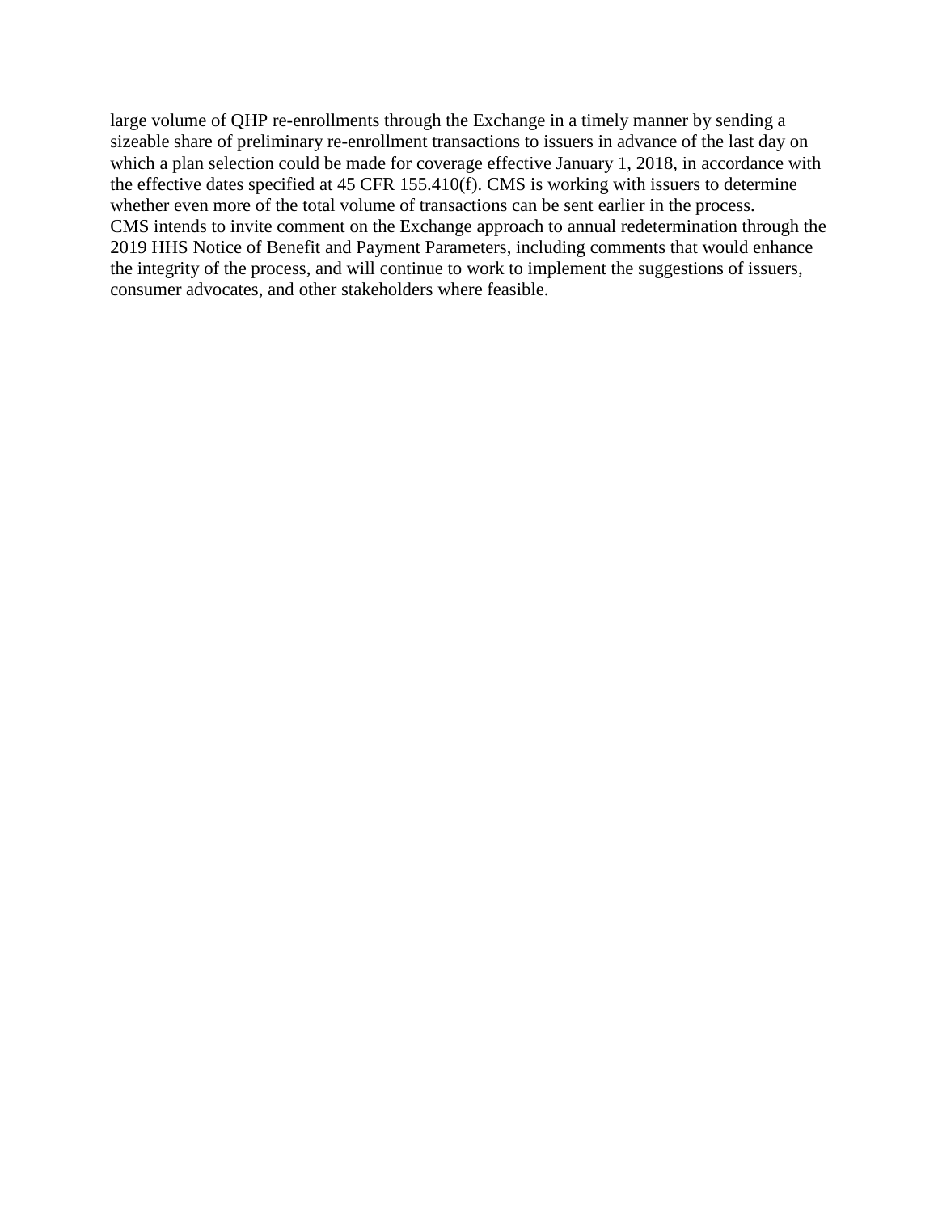large volume of QHP re-enrollments through the Exchange in a timely manner by sending a sizeable share of preliminary re-enrollment transactions to issuers in advance of the last day on which a plan selection could be made for coverage effective January 1, 2018, in accordance with the effective dates specified at 45 CFR 155.410(f). CMS is working with issuers to determine whether even more of the total volume of transactions can be sent earlier in the process.

CMS intends to invite comment on the Exchange approach to annual redetermination through the 2019 HHS Notice of Benefit and Payment Parameters, including comments that would enhance the integrity of the process, and will continue to work to implement the suggestions of issuers, consumer advocates, and other stakeholders where feasible.